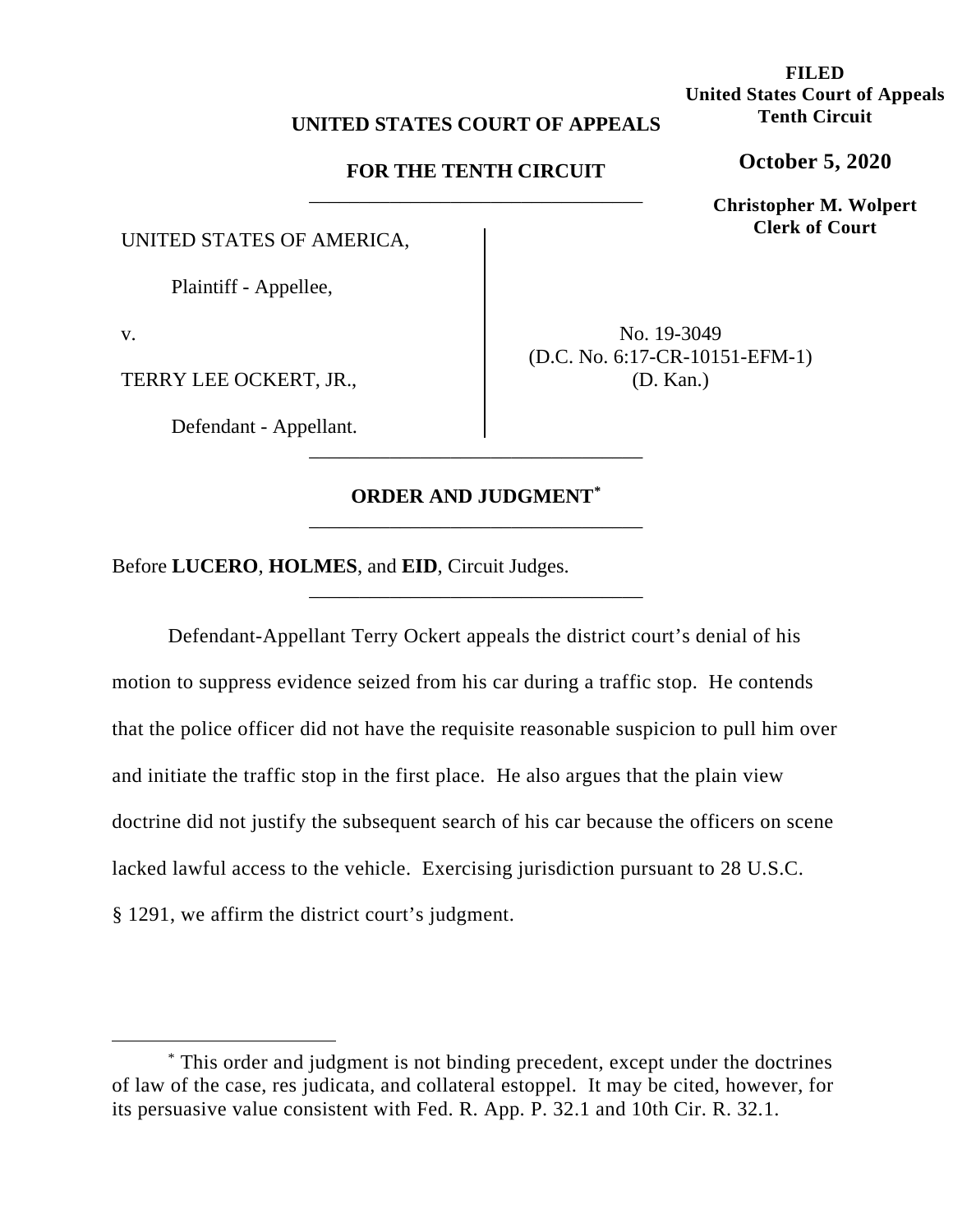**FILED**
**United States Court of Appeals**
**Tenth Circuit**

**October 5, 2020**

**Christopher M. Wolpert**
**Clerk of Court**

**UNITED STATES COURT OF APPEALS**

**FOR THE TENTH CIRCUIT**

---

UNITED STATES OF AMERICA,

Plaintiff - Appellee,

v.

TERRY LEE OCKERT, JR.,

Defendant - Appellant.

No. 19-3049
(D.C. No. 6:17-CR-10151-EFM-1)
(D. Kan.)

---

**ORDER AND JUDGMENT***

---

Before **LUCERO**, **HOLMES**, and **EID**, Circuit Judges.

---

Defendant-Appellant Terry Ockert appeals the district court's denial of his motion to suppress evidence seized from his car during a traffic stop. He contends that the police officer did not have the requisite reasonable suspicion to pull him over and initiate the traffic stop in the first place. He also argues that the plain view doctrine did not justify the subsequent search of his car because the officers on scene lacked lawful access to the vehicle. Exercising jurisdiction pursuant to 28 U.S.C. § 1291, we affirm the district court's judgment.

---

* This order and judgment is not binding precedent, except under the doctrines of law of the case, res judicata, and collateral estoppel. It may be cited, however, for its persuasive value consistent with Fed. R. App. P. 32.1 and 10th Cir. R. 32.1.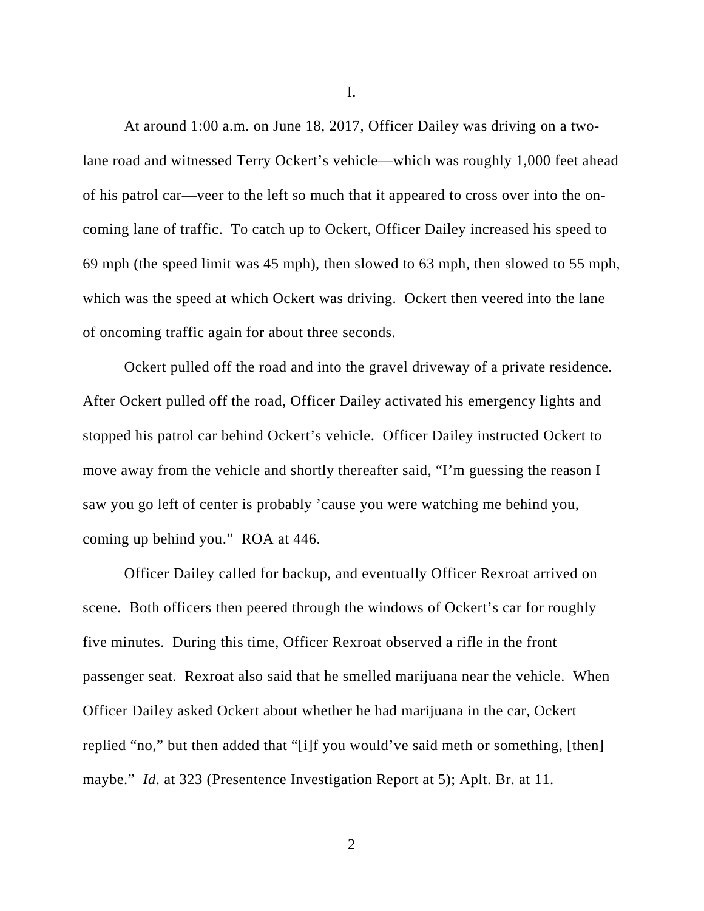I.

At around 1:00 a.m. on June 18, 2017, Officer Dailey was driving on a two-lane road and witnessed Terry Ockert's vehicle—which was roughly 1,000 feet ahead of his patrol car—veer to the left so much that it appeared to cross over into the on-coming lane of traffic. To catch up to Ockert, Officer Dailey increased his speed to 69 mph (the speed limit was 45 mph), then slowed to 63 mph, then slowed to 55 mph, which was the speed at which Ockert was driving. Ockert then veered into the lane of oncoming traffic again for about three seconds.

Ockert pulled off the road and into the gravel driveway of a private residence. After Ockert pulled off the road, Officer Dailey activated his emergency lights and stopped his patrol car behind Ockert's vehicle. Officer Dailey instructed Ockert to move away from the vehicle and shortly thereafter said, "I'm guessing the reason I saw you go left of center is probably 'cause you were watching me behind you, coming up behind you." ROA at 446.

Officer Dailey called for backup, and eventually Officer Rexroat arrived on scene. Both officers then peered through the windows of Ockert's car for roughly five minutes. During this time, Officer Rexroat observed a rifle in the front passenger seat. Rexroat also said that he smelled marijuana near the vehicle. When Officer Dailey asked Ockert about whether he had marijuana in the car, Ockert replied "no," but then added that "[i]f you would've said meth or something, [then] maybe." *Id*. at 323 (Presentence Investigation Report at 5); Aplt. Br. at 11.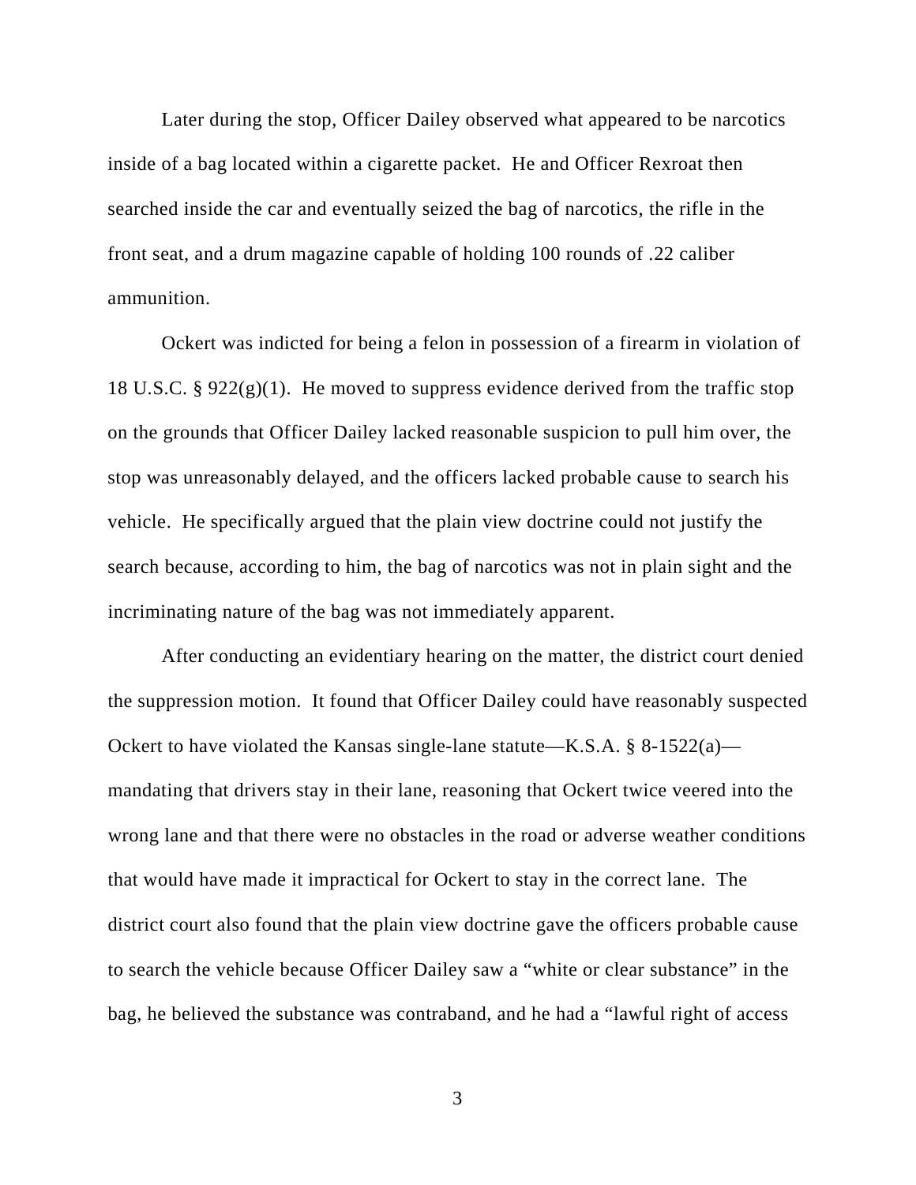Later during the stop, Officer Dailey observed what appeared to be narcotics inside of a bag located within a cigarette packet. He and Officer Rexroat then searched inside the car and eventually seized the bag of narcotics, the rifle in the front seat, and a drum magazine capable of holding 100 rounds of .22 caliber ammunition.

Ockert was indicted for being a felon in possession of a firearm in violation of 18 U.S.C. § 922(g)(1). He moved to suppress evidence derived from the traffic stop on the grounds that Officer Dailey lacked reasonable suspicion to pull him over, the stop was unreasonably delayed, and the officers lacked probable cause to search his vehicle. He specifically argued that the plain view doctrine could not justify the search because, according to him, the bag of narcotics was not in plain sight and the incriminating nature of the bag was not immediately apparent.

After conducting an evidentiary hearing on the matter, the district court denied the suppression motion. It found that Officer Dailey could have reasonably suspected Ockert to have violated the Kansas single-lane statute—K.S.A. § 8-1522(a)—mandating that drivers stay in their lane, reasoning that Ockert twice veered into the wrong lane and that there were no obstacles in the road or adverse weather conditions that would have made it impractical for Ockert to stay in the correct lane. The district court also found that the plain view doctrine gave the officers probable cause to search the vehicle because Officer Dailey saw a "white or clear substance" in the bag, he believed the substance was contraband, and he had a "lawful right of access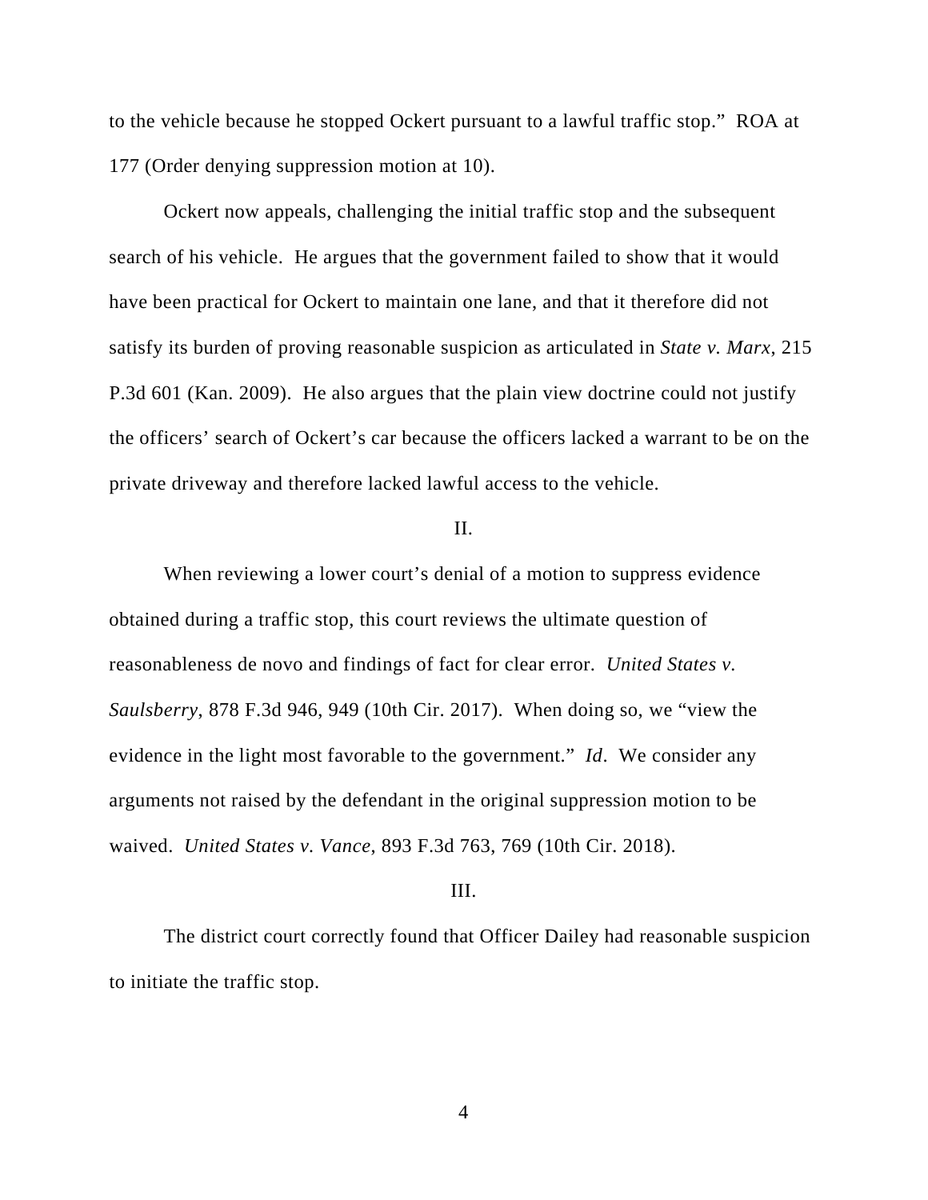to the vehicle because he stopped Ockert pursuant to a lawful traffic stop." ROA at 177 (Order denying suppression motion at 10).

Ockert now appeals, challenging the initial traffic stop and the subsequent search of his vehicle. He argues that the government failed to show that it would have been practical for Ockert to maintain one lane, and that it therefore did not satisfy its burden of proving reasonable suspicion as articulated in *State v. Marx*, 215 P.3d 601 (Kan. 2009). He also argues that the plain view doctrine could not justify the officers' search of Ockert's car because the officers lacked a warrant to be on the private driveway and therefore lacked lawful access to the vehicle.

II.

When reviewing a lower court's denial of a motion to suppress evidence obtained during a traffic stop, this court reviews the ultimate question of reasonableness de novo and findings of fact for clear error. *United States v. Saulsberry*, 878 F.3d 946, 949 (10th Cir. 2017). When doing so, we "view the evidence in the light most favorable to the government." *Id*. We consider any arguments not raised by the defendant in the original suppression motion to be waived. *United States v. Vance*, 893 F.3d 763, 769 (10th Cir. 2018).

III.

The district court correctly found that Officer Dailey had reasonable suspicion to initiate the traffic stop.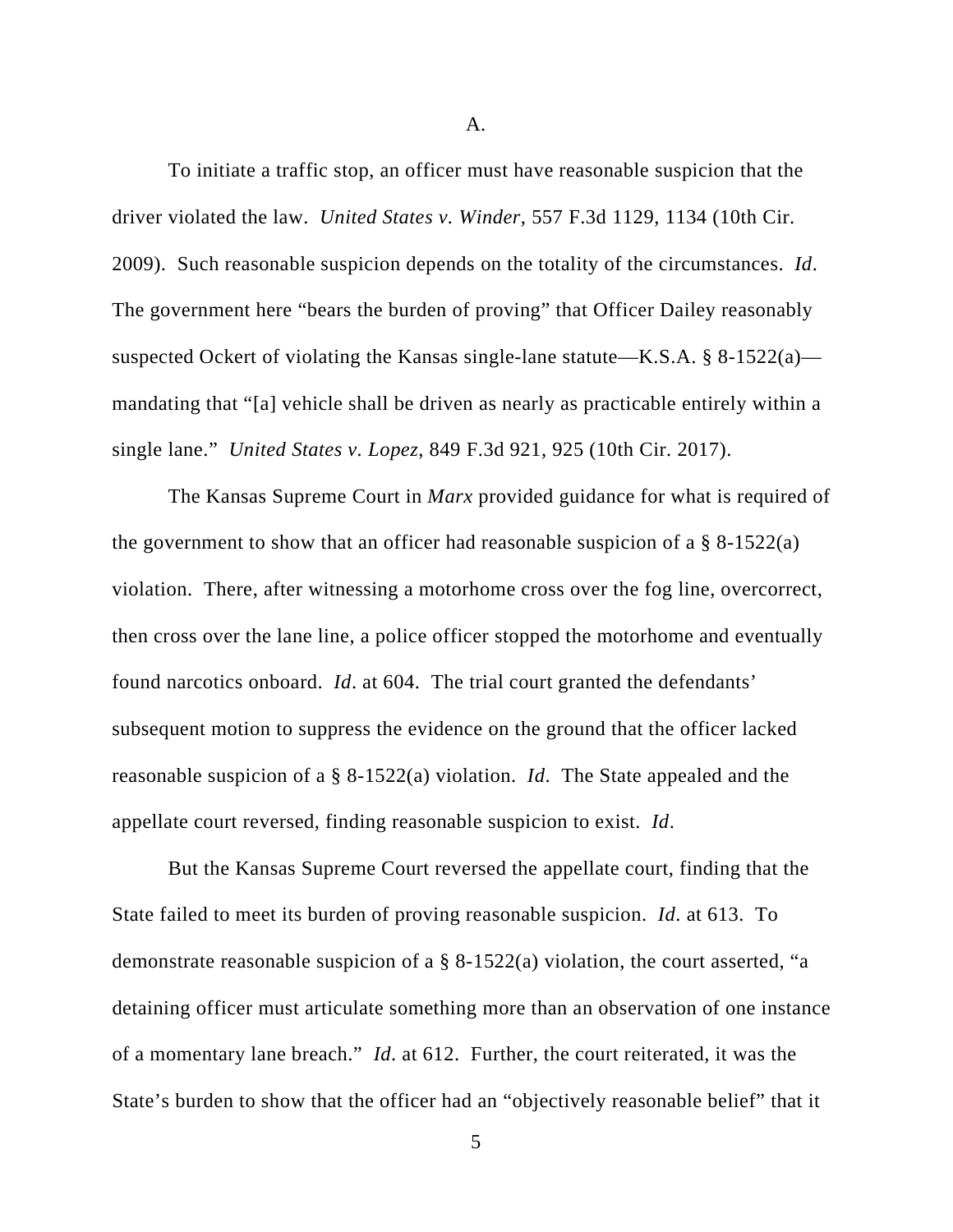A.

To initiate a traffic stop, an officer must have reasonable suspicion that the driver violated the law. *United States v. Winder*, 557 F.3d 1129, 1134 (10th Cir. 2009). Such reasonable suspicion depends on the totality of the circumstances. *Id*. The government here "bears the burden of proving" that Officer Dailey reasonably suspected Ockert of violating the Kansas single-lane statute—K.S.A. § 8-1522(a)—mandating that "[a] vehicle shall be driven as nearly as practicable entirely within a single lane." *United States v. Lopez*, 849 F.3d 921, 925 (10th Cir. 2017).

The Kansas Supreme Court in *Marx* provided guidance for what is required of the government to show that an officer had reasonable suspicion of a § 8-1522(a) violation. There, after witnessing a motorhome cross over the fog line, overcorrect, then cross over the lane line, a police officer stopped the motorhome and eventually found narcotics onboard. *Id*. at 604. The trial court granted the defendants' subsequent motion to suppress the evidence on the ground that the officer lacked reasonable suspicion of a § 8-1522(a) violation. *Id*. The State appealed and the appellate court reversed, finding reasonable suspicion to exist. *Id*.

But the Kansas Supreme Court reversed the appellate court, finding that the State failed to meet its burden of proving reasonable suspicion. *Id*. at 613. To demonstrate reasonable suspicion of a § 8-1522(a) violation, the court asserted, "a detaining officer must articulate something more than an observation of one instance of a momentary lane breach." *Id*. at 612. Further, the court reiterated, it was the State's burden to show that the officer had an "objectively reasonable belief" that it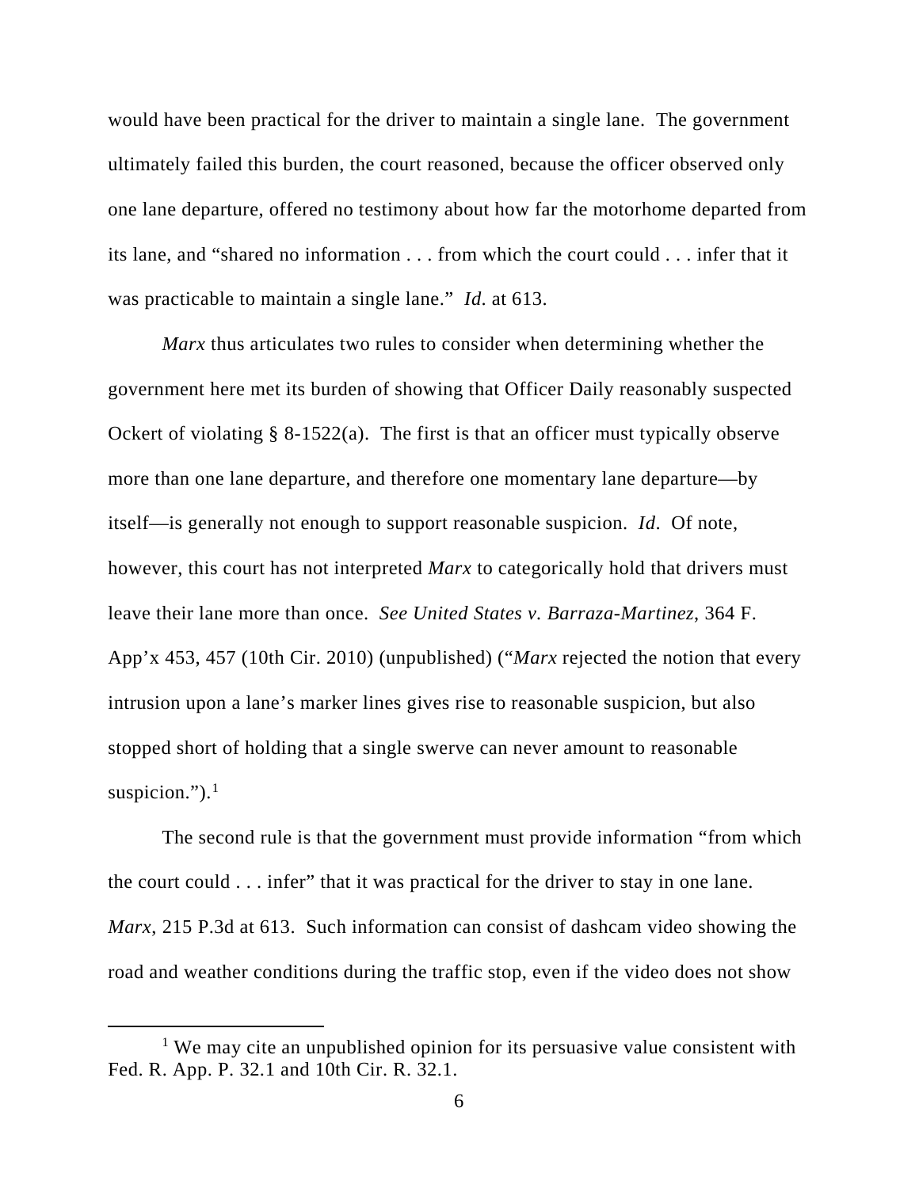would have been practical for the driver to maintain a single lane. The government ultimately failed this burden, the court reasoned, because the officer observed only one lane departure, offered no testimony about how far the motorhome departed from its lane, and "shared no information . . . from which the court could . . . infer that it was practicable to maintain a single lane." *Id.* at 613.

*Marx* thus articulates two rules to consider when determining whether the government here met its burden of showing that Officer Daily reasonably suspected Ockert of violating § 8-1522(a). The first is that an officer must typically observe more than one lane departure, and therefore one momentary lane departure—by itself—is generally not enough to support reasonable suspicion. *Id.* Of note, however, this court has not interpreted *Marx* to categorically hold that drivers must leave their lane more than once. *See United States v. Barraza-Martinez*, 364 F. App'x 453, 457 (10th Cir. 2010) (unpublished) ("*Marx* rejected the notion that every intrusion upon a lane's marker lines gives rise to reasonable suspicion, but also stopped short of holding that a single swerve can never amount to reasonable suspicion.").[1]

The second rule is that the government must provide information "from which the court could . . . infer" that it was practical for the driver to stay in one lane. *Marx*, 215 P.3d at 613. Such information can consist of dashcam video showing the road and weather conditions during the traffic stop, even if the video does not show

[1] We may cite an unpublished opinion for its persuasive value consistent with Fed. R. App. P. 32.1 and 10th Cir. R. 32.1.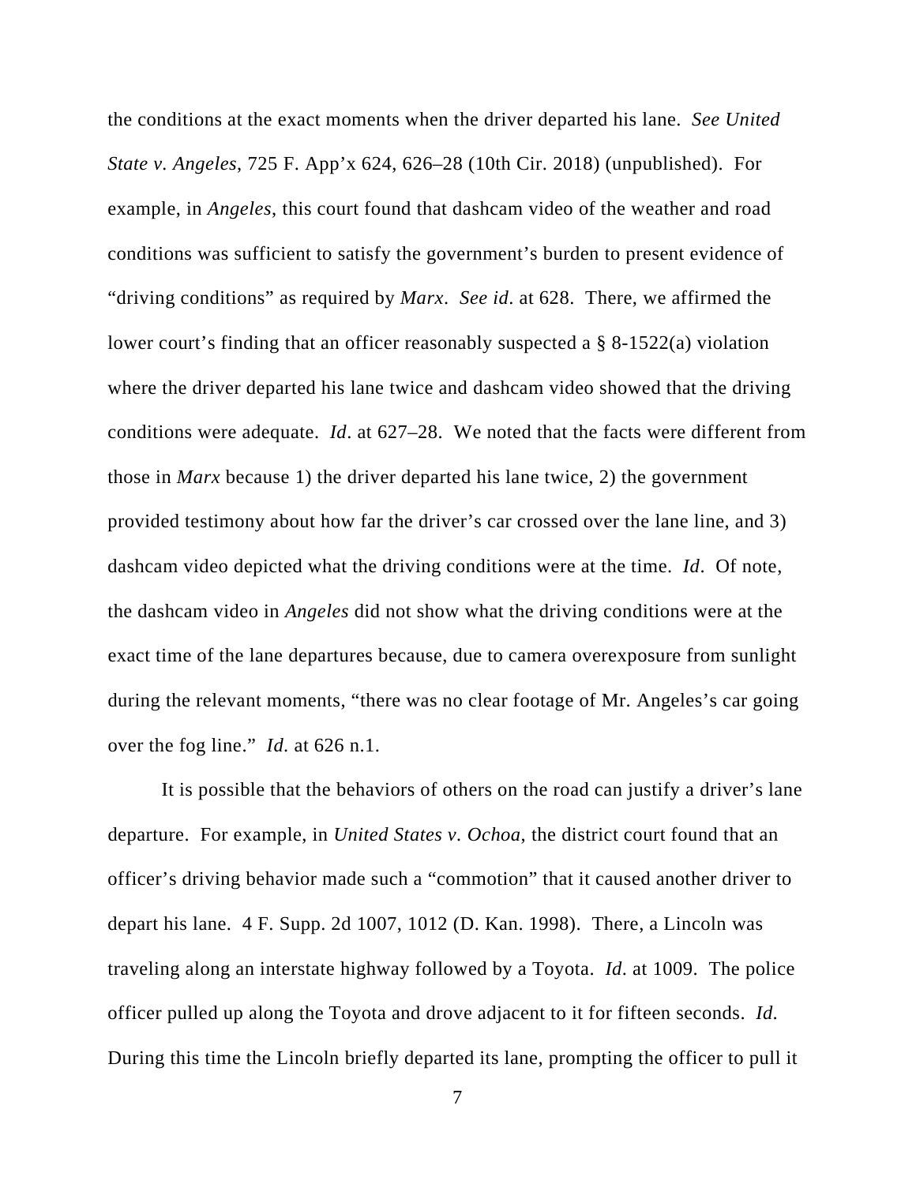the conditions at the exact moments when the driver departed his lane. *See United State v. Angeles*, 725 F. App'x 624, 626–28 (10th Cir. 2018) (unpublished). For example, in *Angeles*, this court found that dashcam video of the weather and road conditions was sufficient to satisfy the government's burden to present evidence of "driving conditions" as required by *Marx*. *See id*. at 628. There, we affirmed the lower court's finding that an officer reasonably suspected a § 8-1522(a) violation where the driver departed his lane twice and dashcam video showed that the driving conditions were adequate. *Id*. at 627–28. We noted that the facts were different from those in *Marx* because 1) the driver departed his lane twice, 2) the government provided testimony about how far the driver's car crossed over the lane line, and 3) dashcam video depicted what the driving conditions were at the time. *Id*. Of note, the dashcam video in *Angeles* did not show what the driving conditions were at the exact time of the lane departures because, due to camera overexposure from sunlight during the relevant moments, "there was no clear footage of Mr. Angeles's car going over the fog line." *Id.* at 626 n.1.

It is possible that the behaviors of others on the road can justify a driver's lane departure. For example, in *United States v. Ochoa*, the district court found that an officer's driving behavior made such a "commotion" that it caused another driver to depart his lane. 4 F. Supp. 2d 1007, 1012 (D. Kan. 1998). There, a Lincoln was traveling along an interstate highway followed by a Toyota. *Id*. at 1009. The police officer pulled up along the Toyota and drove adjacent to it for fifteen seconds. *Id.* During this time the Lincoln briefly departed its lane, prompting the officer to pull it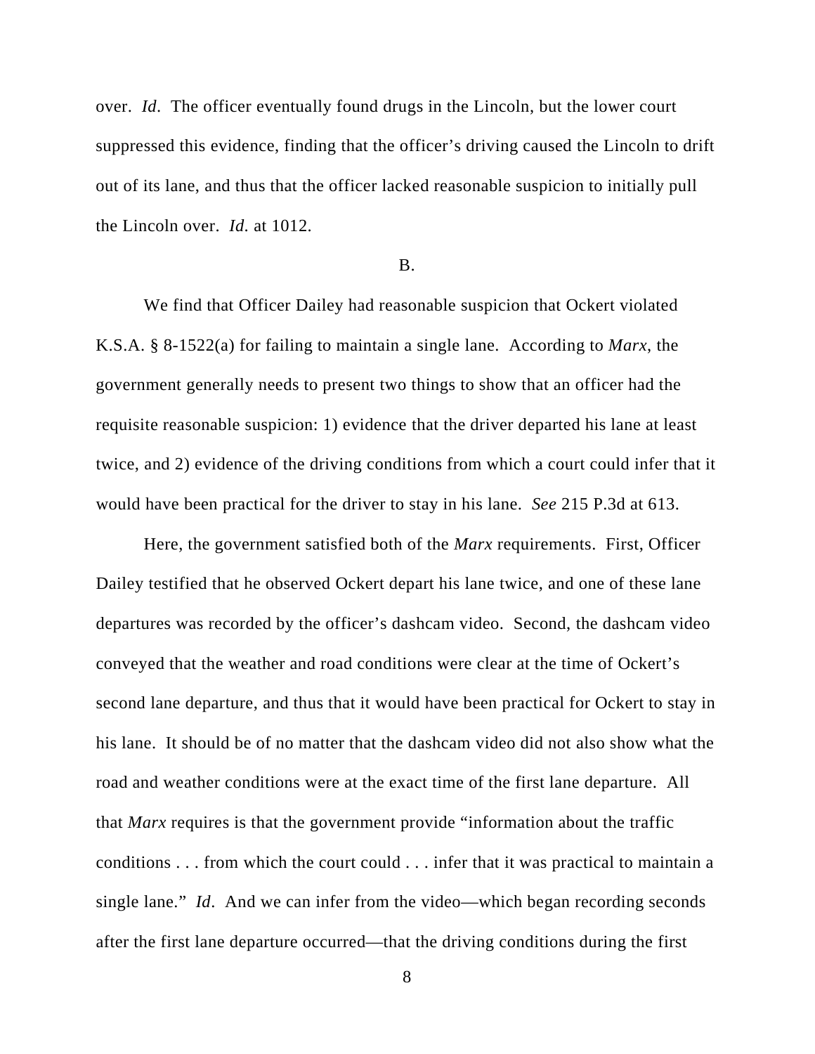over. *Id*. The officer eventually found drugs in the Lincoln, but the lower court suppressed this evidence, finding that the officer's driving caused the Lincoln to drift out of its lane, and thus that the officer lacked reasonable suspicion to initially pull the Lincoln over. *Id.* at 1012.

B.

We find that Officer Dailey had reasonable suspicion that Ockert violated K.S.A. § 8-1522(a) for failing to maintain a single lane. According to *Marx*, the government generally needs to present two things to show that an officer had the requisite reasonable suspicion: 1) evidence that the driver departed his lane at least twice, and 2) evidence of the driving conditions from which a court could infer that it would have been practical for the driver to stay in his lane. *See* 215 P.3d at 613.

Here, the government satisfied both of the *Marx* requirements. First, Officer Dailey testified that he observed Ockert depart his lane twice, and one of these lane departures was recorded by the officer's dashcam video. Second, the dashcam video conveyed that the weather and road conditions were clear at the time of Ockert's second lane departure, and thus that it would have been practical for Ockert to stay in his lane. It should be of no matter that the dashcam video did not also show what the road and weather conditions were at the exact time of the first lane departure. All that *Marx* requires is that the government provide "information about the traffic conditions . . . from which the court could . . . infer that it was practical to maintain a single lane." *Id*. And we can infer from the video—which began recording seconds after the first lane departure occurred—that the driving conditions during the first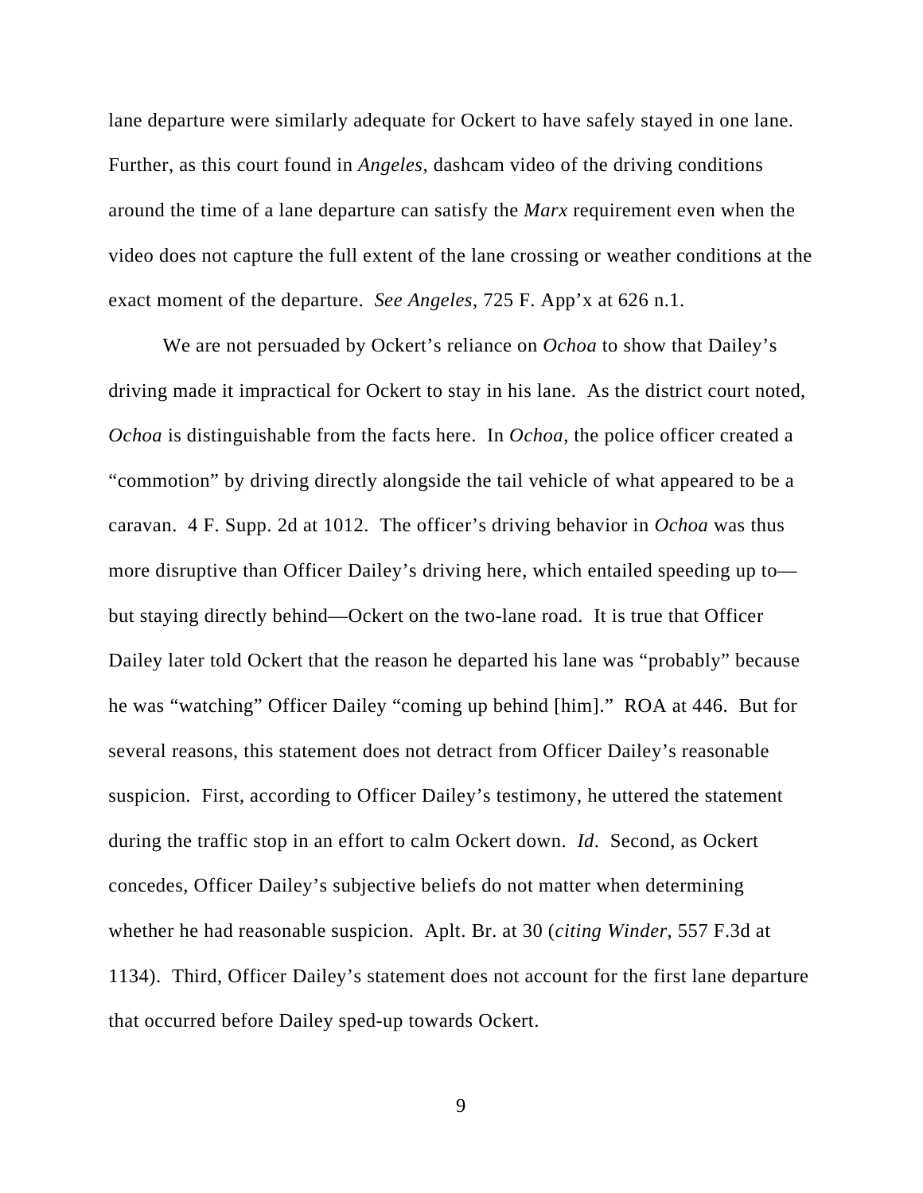lane departure were similarly adequate for Ockert to have safely stayed in one lane. Further, as this court found in *Angeles*, dashcam video of the driving conditions around the time of a lane departure can satisfy the *Marx* requirement even when the video does not capture the full extent of the lane crossing or weather conditions at the exact moment of the departure. *See Angeles*, 725 F. App'x at 626 n.1.

We are not persuaded by Ockert's reliance on *Ochoa* to show that Dailey's driving made it impractical for Ockert to stay in his lane. As the district court noted, *Ochoa* is distinguishable from the facts here. In *Ochoa*, the police officer created a "commotion" by driving directly alongside the tail vehicle of what appeared to be a caravan. 4 F. Supp. 2d at 1012. The officer's driving behavior in *Ochoa* was thus more disruptive than Officer Dailey's driving here, which entailed speeding up to—but staying directly behind—Ockert on the two-lane road. It is true that Officer Dailey later told Ockert that the reason he departed his lane was "probably" because he was "watching" Officer Dailey "coming up behind [him]." ROA at 446. But for several reasons, this statement does not detract from Officer Dailey's reasonable suspicion. First, according to Officer Dailey's testimony, he uttered the statement during the traffic stop in an effort to calm Ockert down. *Id*. Second, as Ockert concedes, Officer Dailey's subjective beliefs do not matter when determining whether he had reasonable suspicion. Aplt. Br. at 30 (*citing Winder*, 557 F.3d at 1134). Third, Officer Dailey's statement does not account for the first lane departure that occurred before Dailey sped-up towards Ockert.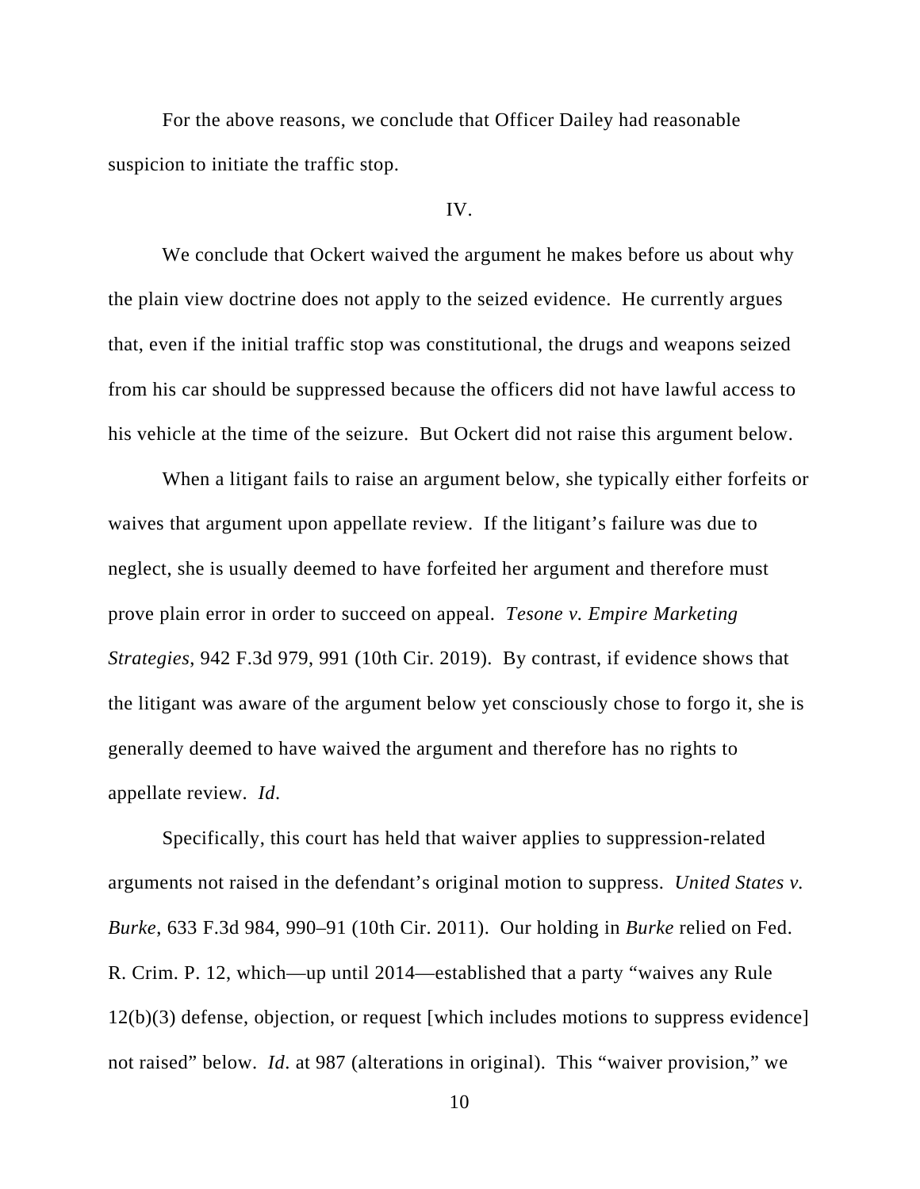For the above reasons, we conclude that Officer Dailey had reasonable suspicion to initiate the traffic stop.

## IV.

We conclude that Ockert waived the argument he makes before us about why the plain view doctrine does not apply to the seized evidence. He currently argues that, even if the initial traffic stop was constitutional, the drugs and weapons seized from his car should be suppressed because the officers did not have lawful access to his vehicle at the time of the seizure. But Ockert did not raise this argument below.

When a litigant fails to raise an argument below, she typically either forfeits or waives that argument upon appellate review. If the litigant's failure was due to neglect, she is usually deemed to have forfeited her argument and therefore must prove plain error in order to succeed on appeal. *Tesone v. Empire Marketing Strategies*, 942 F.3d 979, 991 (10th Cir. 2019). By contrast, if evidence shows that the litigant was aware of the argument below yet consciously chose to forgo it, she is generally deemed to have waived the argument and therefore has no rights to appellate review. *Id*.

Specifically, this court has held that waiver applies to suppression-related arguments not raised in the defendant's original motion to suppress. *United States v. Burke*, 633 F.3d 984, 990–91 (10th Cir. 2011). Our holding in *Burke* relied on Fed. R. Crim. P. 12, which—up until 2014—established that a party "waives any Rule 12(b)(3) defense, objection, or request [which includes motions to suppress evidence] not raised" below. *Id*. at 987 (alterations in original). This "waiver provision," we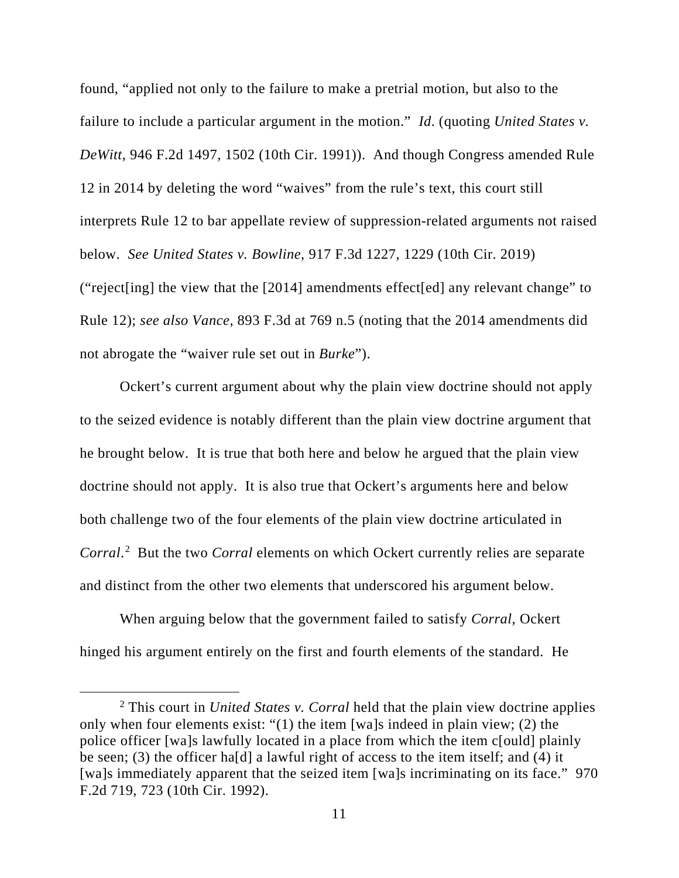found, "applied not only to the failure to make a pretrial motion, but also to the failure to include a particular argument in the motion." *Id.* (quoting *United States v. DeWitt*, 946 F.2d 1497, 1502 (10th Cir. 1991)). And though Congress amended Rule 12 in 2014 by deleting the word "waives" from the rule's text, this court still interprets Rule 12 to bar appellate review of suppression-related arguments not raised below. *See United States v. Bowline*, 917 F.3d 1227, 1229 (10th Cir. 2019) ("reject[ing] the view that the [2014] amendments effect[ed] any relevant change" to Rule 12); *see also Vance*, 893 F.3d at 769 n.5 (noting that the 2014 amendments did not abrogate the "waiver rule set out in *Burke*").

Ockert's current argument about why the plain view doctrine should not apply to the seized evidence is notably different than the plain view doctrine argument that he brought below. It is true that both here and below he argued that the plain view doctrine should not apply. It is also true that Ockert's arguments here and below both challenge two of the four elements of the plain view doctrine articulated in *Corral*.[2] But the two *Corral* elements on which Ockert currently relies are separate and distinct from the other two elements that underscored his argument below.

When arguing below that the government failed to satisfy *Corral*, Ockert hinged his argument entirely on the first and fourth elements of the standard. He

[2] This court in *United States v. Corral* held that the plain view doctrine applies only when four elements exist: "(1) the item [wa]s indeed in plain view; (2) the police officer [wa]s lawfully located in a place from which the item c[ould] plainly be seen; (3) the officer ha[d] a lawful right of access to the item itself; and (4) it [wa]s immediately apparent that the seized item [wa]s incriminating on its face." 970 F.2d 719, 723 (10th Cir. 1992).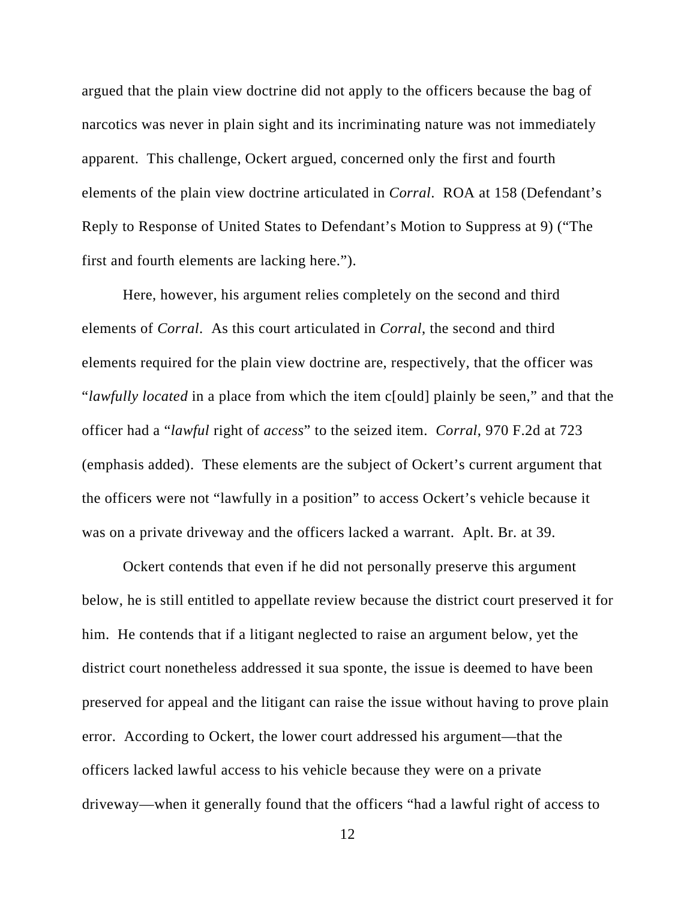argued that the plain view doctrine did not apply to the officers because the bag of narcotics was never in plain sight and its incriminating nature was not immediately apparent. This challenge, Ockert argued, concerned only the first and fourth elements of the plain view doctrine articulated in *Corral*. ROA at 158 (Defendant's Reply to Response of United States to Defendant's Motion to Suppress at 9) ("The first and fourth elements are lacking here.").

Here, however, his argument relies completely on the second and third elements of *Corral*. As this court articulated in *Corral*, the second and third elements required for the plain view doctrine are, respectively, that the officer was "*lawfully located* in a place from which the item c[ould] plainly be seen," and that the officer had a "*lawful* right of *access*" to the seized item. *Corral*, 970 F.2d at 723 (emphasis added). These elements are the subject of Ockert's current argument that the officers were not "lawfully in a position" to access Ockert's vehicle because it was on a private driveway and the officers lacked a warrant. Aplt. Br. at 39.

Ockert contends that even if he did not personally preserve this argument below, he is still entitled to appellate review because the district court preserved it for him. He contends that if a litigant neglected to raise an argument below, yet the district court nonetheless addressed it sua sponte, the issue is deemed to have been preserved for appeal and the litigant can raise the issue without having to prove plain error. According to Ockert, the lower court addressed his argument—that the officers lacked lawful access to his vehicle because they were on a private driveway—when it generally found that the officers "had a lawful right of access to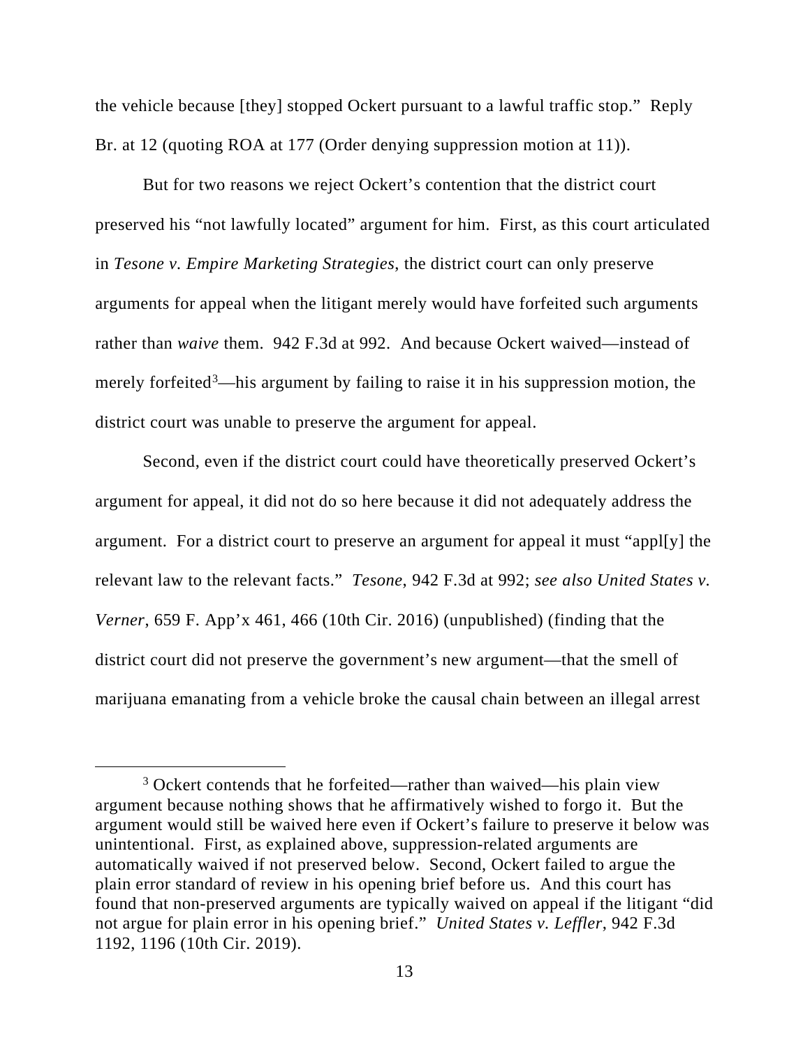the vehicle because [they] stopped Ockert pursuant to a lawful traffic stop." Reply Br. at 12 (quoting ROA at 177 (Order denying suppression motion at 11)).

But for two reasons we reject Ockert's contention that the district court preserved his "not lawfully located" argument for him. First, as this court articulated in *Tesone v. Empire Marketing Strategies*, the district court can only preserve arguments for appeal when the litigant merely would have forfeited such arguments rather than *waive* them. 942 F.3d at 992. And because Ockert waived—instead of merely forfeited[3]—his argument by failing to raise it in his suppression motion, the district court was unable to preserve the argument for appeal.

Second, even if the district court could have theoretically preserved Ockert's argument for appeal, it did not do so here because it did not adequately address the argument. For a district court to preserve an argument for appeal it must "appl[y] the relevant law to the relevant facts." *Tesone*, 942 F.3d at 992; *see also United States v. Verner*, 659 F. App'x 461, 466 (10th Cir. 2016) (unpublished) (finding that the district court did not preserve the government's new argument—that the smell of marijuana emanating from a vehicle broke the causal chain between an illegal arrest

[3] Ockert contends that he forfeited—rather than waived—his plain view argument because nothing shows that he affirmatively wished to forgo it. But the argument would still be waived here even if Ockert's failure to preserve it below was unintentional. First, as explained above, suppression-related arguments are automatically waived if not preserved below. Second, Ockert failed to argue the plain error standard of review in his opening brief before us. And this court has found that non-preserved arguments are typically waived on appeal if the litigant "did not argue for plain error in his opening brief." *United States v. Leffler*, 942 F.3d 1192, 1196 (10th Cir. 2019).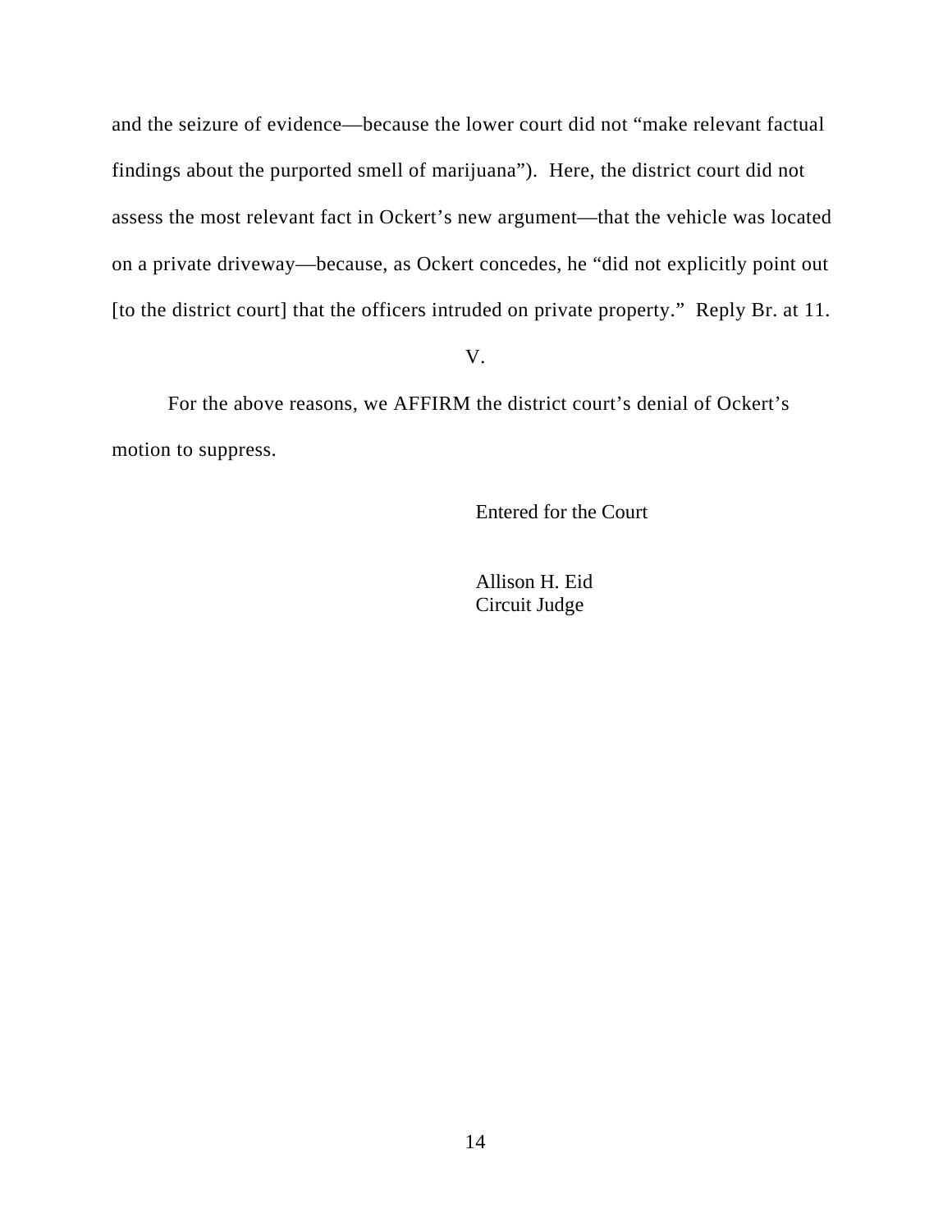and the seizure of evidence—because the lower court did not "make relevant factual findings about the purported smell of marijuana"). Here, the district court did not assess the most relevant fact in Ockert's new argument—that the vehicle was located on a private driveway—because, as Ockert concedes, he "did not explicitly point out [to the district court] that the officers intruded on private property." Reply Br. at 11.

## V.

For the above reasons, we AFFIRM the district court's denial of Ockert's motion to suppress.

Entered for the Court

Allison H. Eid
Circuit Judge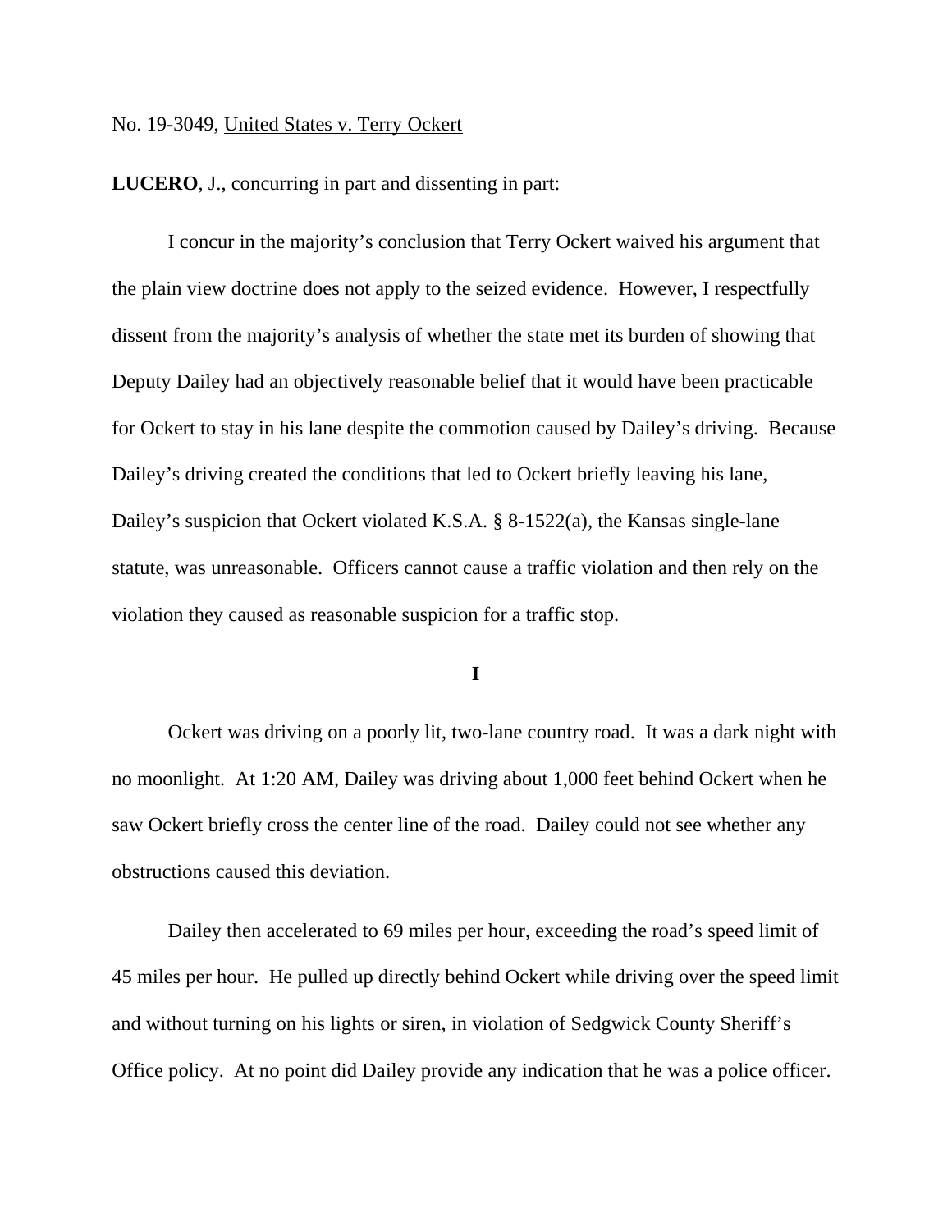No. 19-3049, United States v. Terry Ockert

**LUCERO**, J., concurring in part and dissenting in part:

I concur in the majority's conclusion that Terry Ockert waived his argument that the plain view doctrine does not apply to the seized evidence. However, I respectfully dissent from the majority's analysis of whether the state met its burden of showing that Deputy Dailey had an objectively reasonable belief that it would have been practicable for Ockert to stay in his lane despite the commotion caused by Dailey's driving. Because Dailey's driving created the conditions that led to Ockert briefly leaving his lane, Dailey's suspicion that Ockert violated K.S.A. § 8-1522(a), the Kansas single-lane statute, was unreasonable. Officers cannot cause a traffic violation and then rely on the violation they caused as reasonable suspicion for a traffic stop.

## I

Ockert was driving on a poorly lit, two-lane country road. It was a dark night with no moonlight. At 1:20 AM, Dailey was driving about 1,000 feet behind Ockert when he saw Ockert briefly cross the center line of the road. Dailey could not see whether any obstructions caused this deviation.

Dailey then accelerated to 69 miles per hour, exceeding the road's speed limit of 45 miles per hour. He pulled up directly behind Ockert while driving over the speed limit and without turning on his lights or siren, in violation of Sedgwick County Sheriff's Office policy. At no point did Dailey provide any indication that he was a police officer.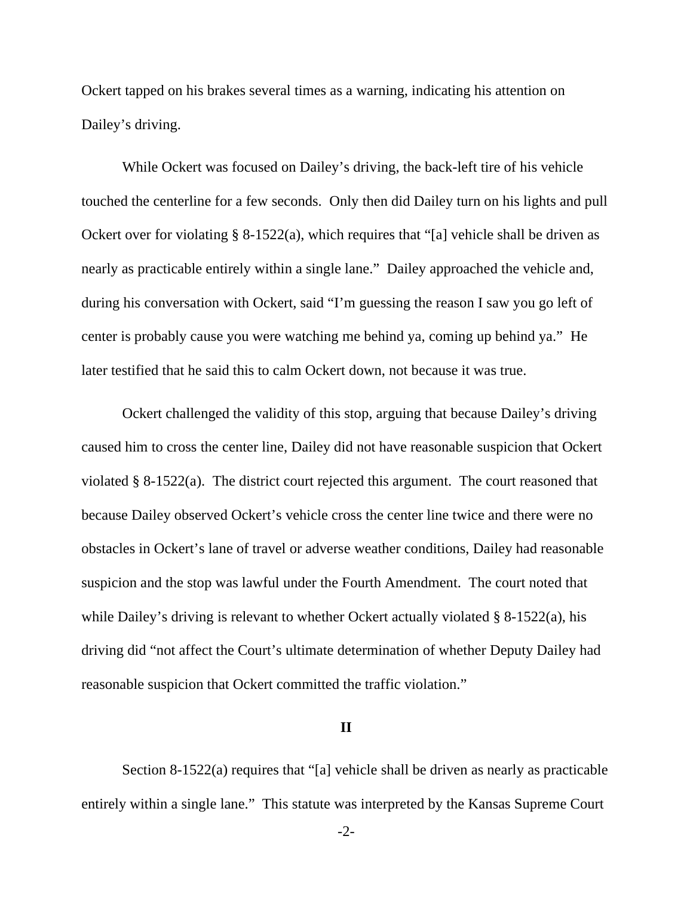Ockert tapped on his brakes several times as a warning, indicating his attention on Dailey's driving.

While Ockert was focused on Dailey's driving, the back-left tire of his vehicle touched the centerline for a few seconds. Only then did Dailey turn on his lights and pull Ockert over for violating § 8-1522(a), which requires that "[a] vehicle shall be driven as nearly as practicable entirely within a single lane." Dailey approached the vehicle and, during his conversation with Ockert, said "I'm guessing the reason I saw you go left of center is probably cause you were watching me behind ya, coming up behind ya." He later testified that he said this to calm Ockert down, not because it was true.

Ockert challenged the validity of this stop, arguing that because Dailey's driving caused him to cross the center line, Dailey did not have reasonable suspicion that Ockert violated § 8-1522(a). The district court rejected this argument. The court reasoned that because Dailey observed Ockert's vehicle cross the center line twice and there were no obstacles in Ockert's lane of travel or adverse weather conditions, Dailey had reasonable suspicion and the stop was lawful under the Fourth Amendment. The court noted that while Dailey's driving is relevant to whether Ockert actually violated § 8-1522(a), his driving did "not affect the Court's ultimate determination of whether Deputy Dailey had reasonable suspicion that Ockert committed the traffic violation."

## II

Section 8-1522(a) requires that "[a] vehicle shall be driven as nearly as practicable entirely within a single lane." This statute was interpreted by the Kansas Supreme Court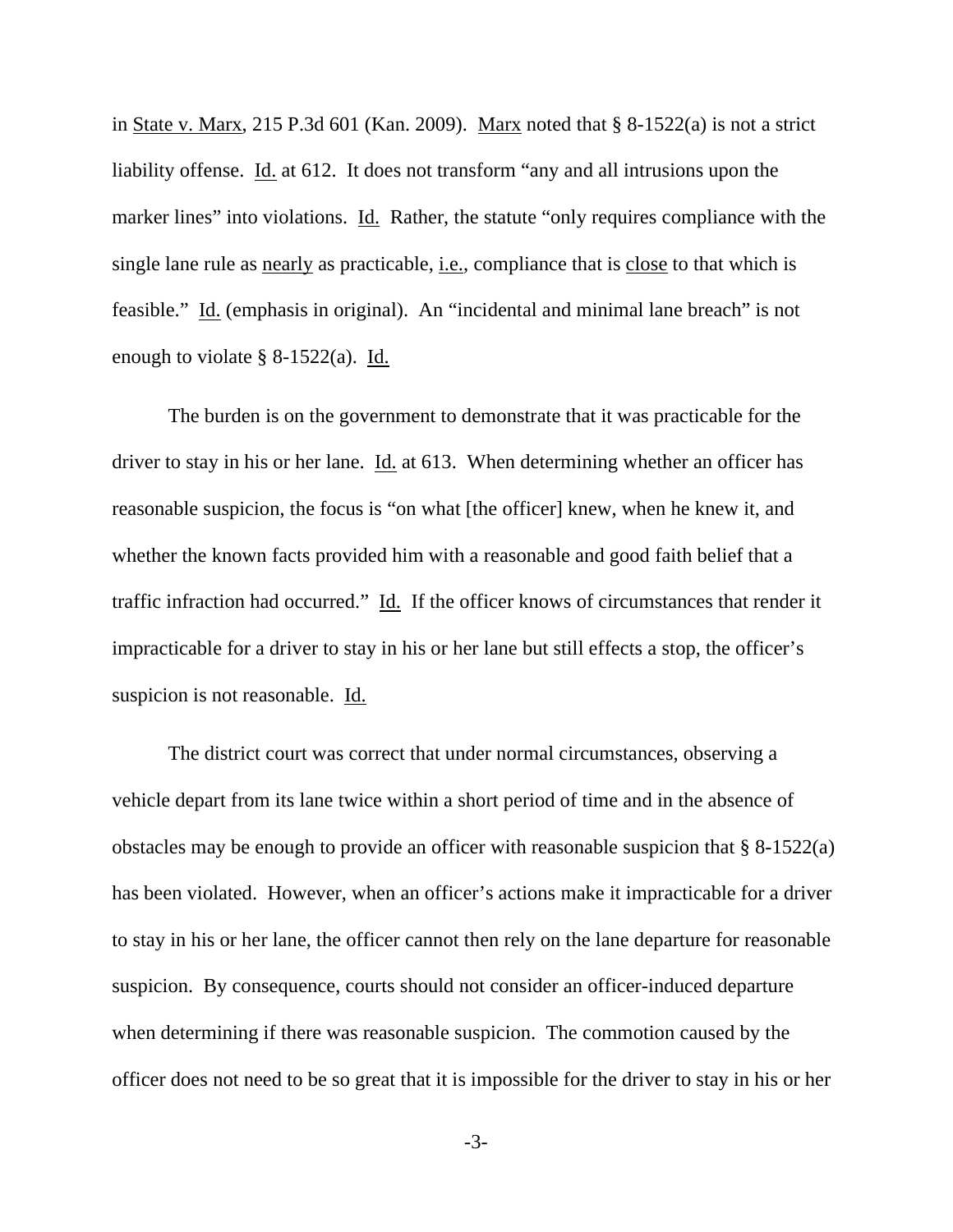in State v. Marx, 215 P.3d 601 (Kan. 2009). Marx noted that § 8-1522(a) is not a strict liability offense. Id. at 612. It does not transform "any and all intrusions upon the marker lines" into violations. Id. Rather, the statute "only requires compliance with the single lane rule as nearly as practicable, i.e., compliance that is close to that which is feasible." Id. (emphasis in original). An "incidental and minimal lane breach" is not enough to violate § 8-1522(a). Id.

The burden is on the government to demonstrate that it was practicable for the driver to stay in his or her lane. Id. at 613. When determining whether an officer has reasonable suspicion, the focus is "on what [the officer] knew, when he knew it, and whether the known facts provided him with a reasonable and good faith belief that a traffic infraction had occurred." Id. If the officer knows of circumstances that render it impracticable for a driver to stay in his or her lane but still effects a stop, the officer's suspicion is not reasonable. Id.

The district court was correct that under normal circumstances, observing a vehicle depart from its lane twice within a short period of time and in the absence of obstacles may be enough to provide an officer with reasonable suspicion that § 8-1522(a) has been violated. However, when an officer's actions make it impracticable for a driver to stay in his or her lane, the officer cannot then rely on the lane departure for reasonable suspicion. By consequence, courts should not consider an officer-induced departure when determining if there was reasonable suspicion. The commotion caused by the officer does not need to be so great that it is impossible for the driver to stay in his or her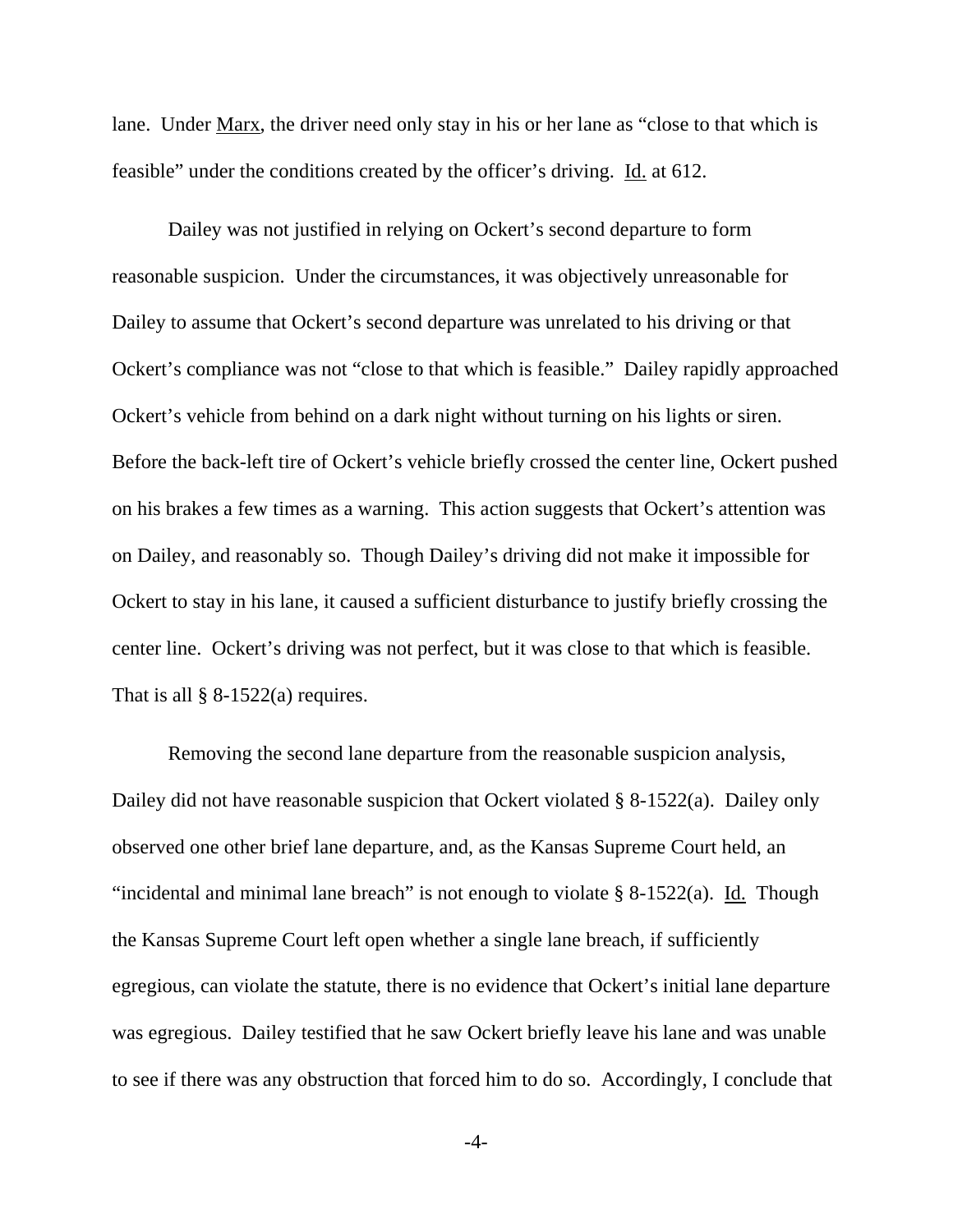lane. Under Marx, the driver need only stay in his or her lane as "close to that which is feasible" under the conditions created by the officer's driving. Id. at 612.

Dailey was not justified in relying on Ockert's second departure to form reasonable suspicion. Under the circumstances, it was objectively unreasonable for Dailey to assume that Ockert's second departure was unrelated to his driving or that Ockert's compliance was not "close to that which is feasible." Dailey rapidly approached Ockert's vehicle from behind on a dark night without turning on his lights or siren. Before the back-left tire of Ockert's vehicle briefly crossed the center line, Ockert pushed on his brakes a few times as a warning. This action suggests that Ockert's attention was on Dailey, and reasonably so. Though Dailey's driving did not make it impossible for Ockert to stay in his lane, it caused a sufficient disturbance to justify briefly crossing the center line. Ockert's driving was not perfect, but it was close to that which is feasible. That is all § 8-1522(a) requires.

Removing the second lane departure from the reasonable suspicion analysis, Dailey did not have reasonable suspicion that Ockert violated § 8-1522(a). Dailey only observed one other brief lane departure, and, as the Kansas Supreme Court held, an "incidental and minimal lane breach" is not enough to violate § 8-1522(a). Id. Though the Kansas Supreme Court left open whether a single lane breach, if sufficiently egregious, can violate the statute, there is no evidence that Ockert's initial lane departure was egregious. Dailey testified that he saw Ockert briefly leave his lane and was unable to see if there was any obstruction that forced him to do so. Accordingly, I conclude that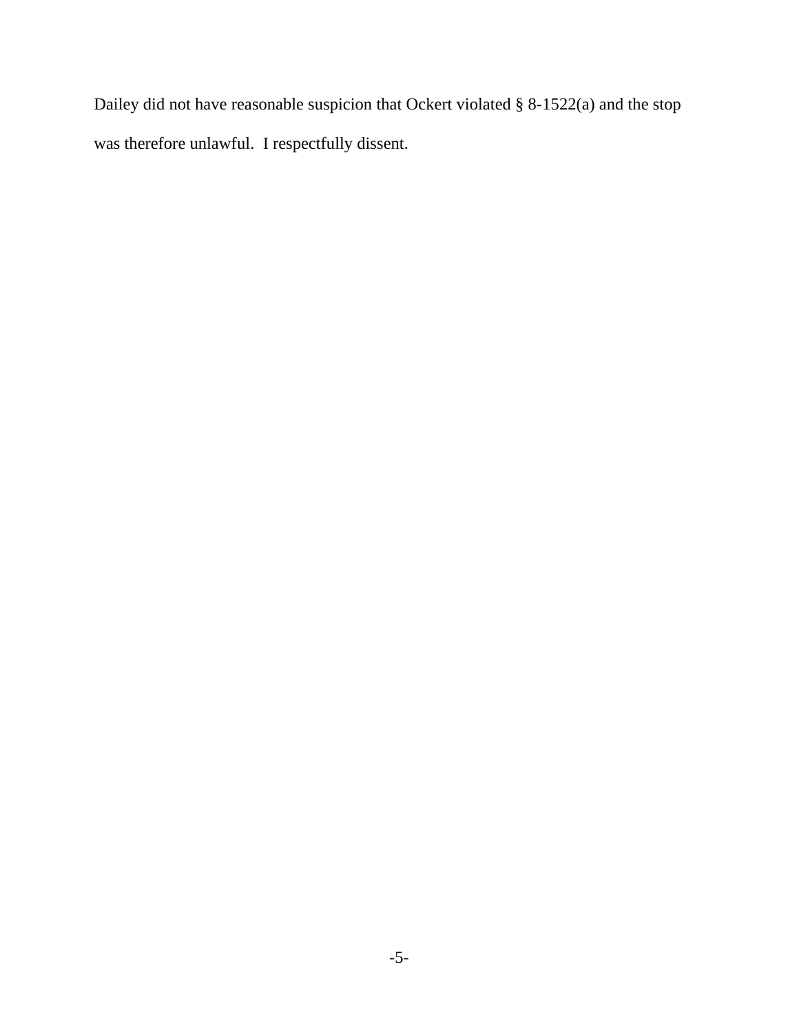Dailey did not have reasonable suspicion that Ockert violated § 8-1522(a) and the stop was therefore unlawful. I respectfully dissent.